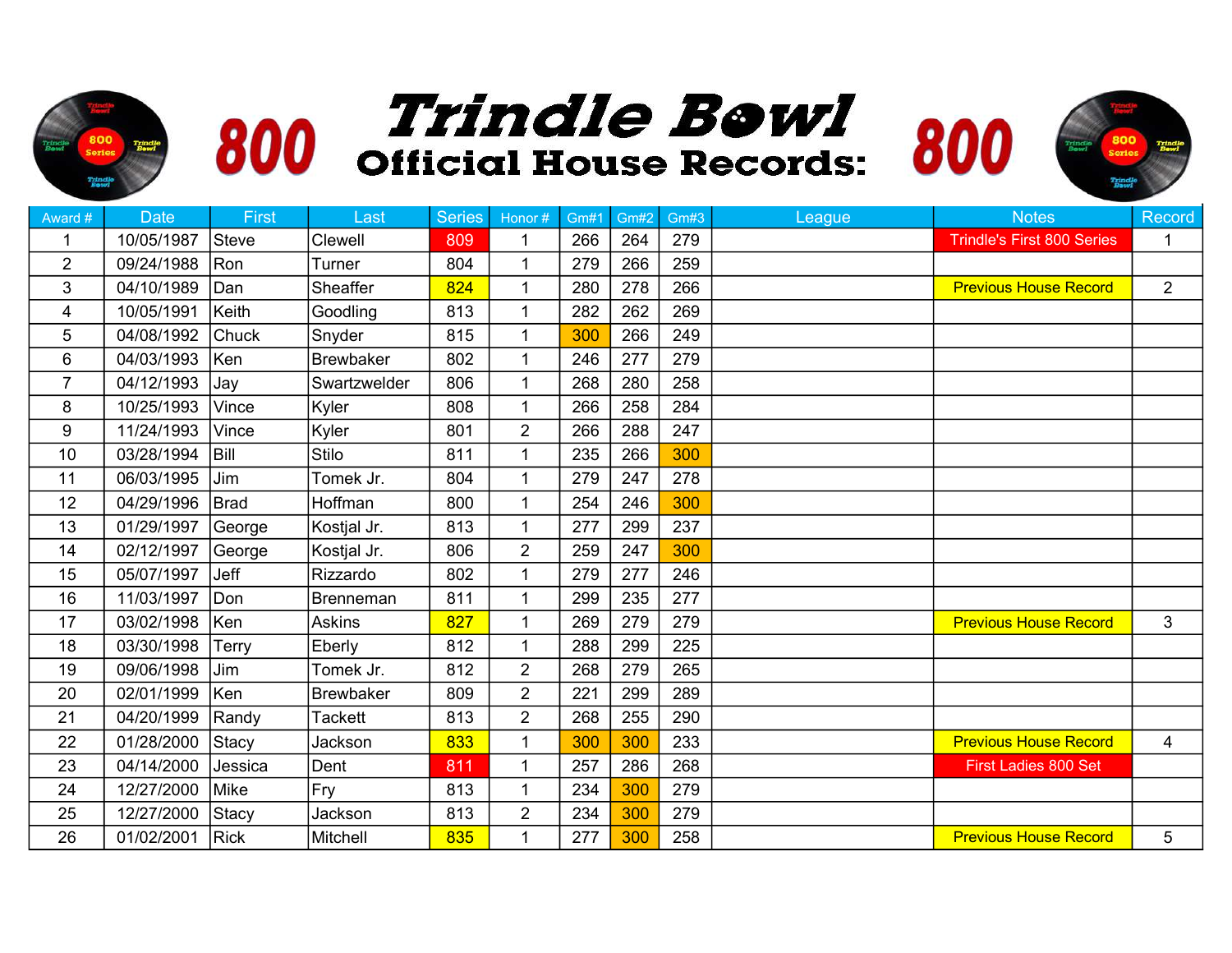# Trindle Bowl

## 800 Official House Records: 800

| Award # | Date | First | Last | Series | Honor # | Gm#1 | Gm#2 | Gm#3 | League | Notes | Record |
|---|---|---|---|---|---|---|---|---|---|---|---|
| 1 | 10/05/1987 | Steve | Clewell | 809 | 1 | 266 | 264 | 279 | | Trindle's First 800 Series | 1 |
| 2 | 09/24/1988 | Ron | Turner | 804 | 1 | 279 | 266 | 259 | | | |
| 3 | 04/10/1989 | Dan | Sheaffer | 824 | 1 | 280 | 278 | 266 | | Previous House Record | 2 |
| 4 | 10/05/1991 | Keith | Goodling | 813 | 1 | 282 | 262 | 269 | | | |
| 5 | 04/08/1992 | Chuck | Snyder | 815 | 1 | 300 | 266 | 249 | | | |
| 6 | 04/03/1993 | Ken | Brewbaker | 802 | 1 | 246 | 277 | 279 | | | |
| 7 | 04/12/1993 | Jay | Swartzwelder | 806 | 1 | 268 | 280 | 258 | | | |
| 8 | 10/25/1993 | Vince | Kyler | 808 | 1 | 266 | 258 | 284 | | | |
| 9 | 11/24/1993 | Vince | Kyler | 801 | 2 | 266 | 288 | 247 | | | |
| 10 | 03/28/1994 | Bill | Stilo | 811 | 1 | 235 | 266 | 300 | | | |
| 11 | 06/03/1995 | Jim | Tomek Jr. | 804 | 1 | 279 | 247 | 278 | | | |
| 12 | 04/29/1996 | Brad | Hoffman | 800 | 1 | 254 | 246 | 300 | | | |
| 13 | 01/29/1997 | George | Kostjal Jr. | 813 | 1 | 277 | 299 | 237 | | | |
| 14 | 02/12/1997 | George | Kostjal Jr. | 806 | 2 | 259 | 247 | 300 | | | |
| 15 | 05/07/1997 | Jeff | Rizzardo | 802 | 1 | 279 | 277 | 246 | | | |
| 16 | 11/03/1997 | Don | Brenneman | 811 | 1 | 299 | 235 | 277 | | | |
| 17 | 03/02/1998 | Ken | Askins | 827 | 1 | 269 | 279 | 279 | | Previous House Record | 3 |
| 18 | 03/30/1998 | Terry | Eberly | 812 | 1 | 288 | 299 | 225 | | | |
| 19 | 09/06/1998 | Jim | Tomek Jr. | 812 | 2 | 268 | 279 | 265 | | | |
| 20 | 02/01/1999 | Ken | Brewbaker | 809 | 2 | 221 | 299 | 289 | | | |
| 21 | 04/20/1999 | Randy | Tackett | 813 | 2 | 268 | 255 | 290 | | | |
| 22 | 01/28/2000 | Stacy | Jackson | 833 | 1 | 300 | 300 | 233 | | Previous House Record | 4 |
| 23 | 04/14/2000 | Jessica | Dent | 811 | 1 | 257 | 286 | 268 | | First Ladies 800 Set | |
| 24 | 12/27/2000 | Mike | Fry | 813 | 1 | 234 | 300 | 279 | | | |
| 25 | 12/27/2000 | Stacy | Jackson | 813 | 2 | 234 | 300 | 279 | | | |
| 26 | 01/02/2001 | Rick | Mitchell | 835 | 1 | 277 | 300 | 258 | | Previous House Record | 5 |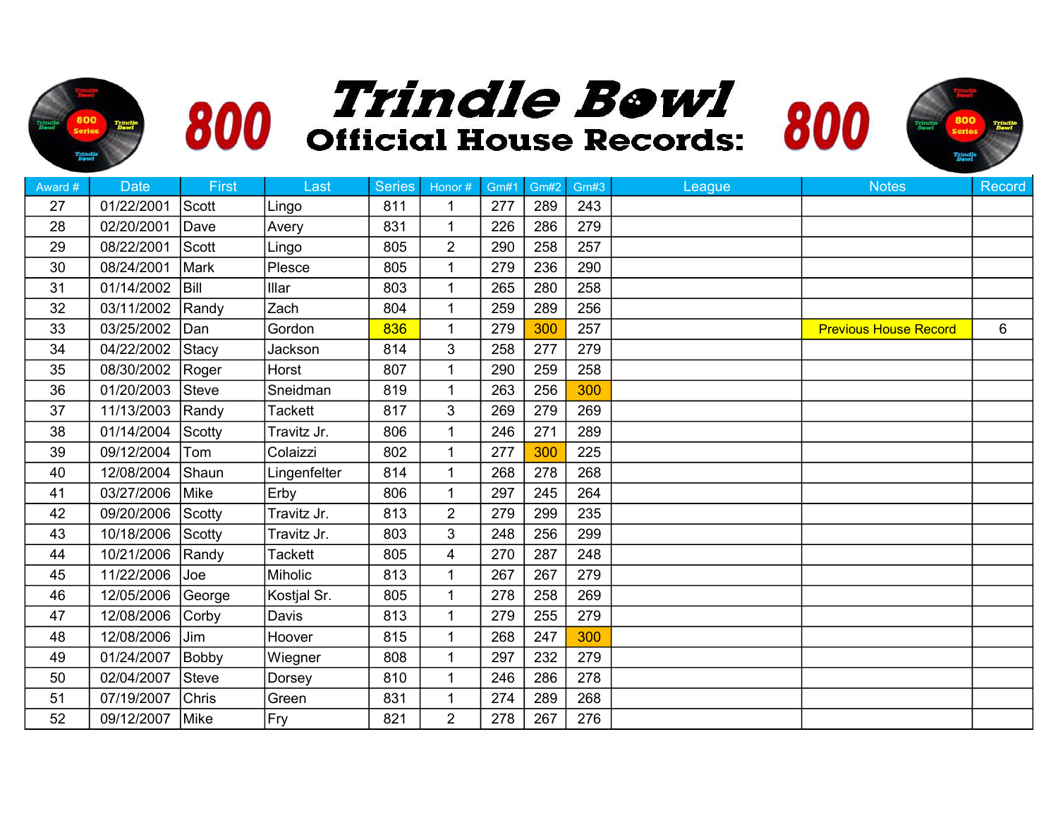# Trindle Bowl

## 800 Official House Records: 800

| Award # | Date | First | Last | Series | Honor # | Gm#1 | Gm#2 | Gm#3 | League | Notes | Record |
|---|---|---|---|---|---|---|---|---|---|---|---|
| 27 | 01/22/2001 | Scott | Lingo | 811 | 1 | 277 | 289 | 243 | | | |
| 28 | 02/20/2001 | Dave | Avery | 831 | 1 | 226 | 286 | 279 | | | |
| 29 | 08/22/2001 | Scott | Lingo | 805 | 2 | 290 | 258 | 257 | | | |
| 30 | 08/24/2001 | Mark | Plesce | 805 | 1 | 279 | 236 | 290 | | | |
| 31 | 01/14/2002 | Bill | Illar | 803 | 1 | 265 | 280 | 258 | | | |
| 32 | 03/11/2002 | Randy | Zach | 804 | 1 | 259 | 289 | 256 | | | |
| 33 | 03/25/2002 | Dan | Gordon | 836 | 1 | 279 | 300 | 257 | | Previous House Record | 6 |
| 34 | 04/22/2002 | Stacy | Jackson | 814 | 3 | 258 | 277 | 279 | | | |
| 35 | 08/30/2002 | Roger | Horst | 807 | 1 | 290 | 259 | 258 | | | |
| 36 | 01/20/2003 | Steve | Sneidman | 819 | 1 | 263 | 256 | 300 | | | |
| 37 | 11/13/2003 | Randy | Tackett | 817 | 3 | 269 | 279 | 269 | | | |
| 38 | 01/14/2004 | Scotty | Travitz Jr. | 806 | 1 | 246 | 271 | 289 | | | |
| 39 | 09/12/2004 | Tom | Colaizzi | 802 | 1 | 277 | 300 | 225 | | | |
| 40 | 12/08/2004 | Shaun | Lingenfelter | 814 | 1 | 268 | 278 | 268 | | | |
| 41 | 03/27/2006 | Mike | Erby | 806 | 1 | 297 | 245 | 264 | | | |
| 42 | 09/20/2006 | Scotty | Travitz Jr. | 813 | 2 | 279 | 299 | 235 | | | |
| 43 | 10/18/2006 | Scotty | Travitz Jr. | 803 | 3 | 248 | 256 | 299 | | | |
| 44 | 10/21/2006 | Randy | Tackett | 805 | 4 | 270 | 287 | 248 | | | |
| 45 | 11/22/2006 | Joe | Miholic | 813 | 1 | 267 | 267 | 279 | | | |
| 46 | 12/05/2006 | George | Kostjal Sr. | 805 | 1 | 278 | 258 | 269 | | | |
| 47 | 12/08/2006 | Corby | Davis | 813 | 1 | 279 | 255 | 279 | | | |
| 48 | 12/08/2006 | Jim | Hoover | 815 | 1 | 268 | 247 | 300 | | | |
| 49 | 01/24/2007 | Bobby | Wiegner | 808 | 1 | 297 | 232 | 279 | | | |
| 50 | 02/04/2007 | Steve | Dorsey | 810 | 1 | 246 | 286 | 278 | | | |
| 51 | 07/19/2007 | Chris | Green | 831 | 1 | 274 | 289 | 268 | | | |
| 52 | 09/12/2007 | Mike | Fry | 821 | 2 | 278 | 267 | 276 | | | |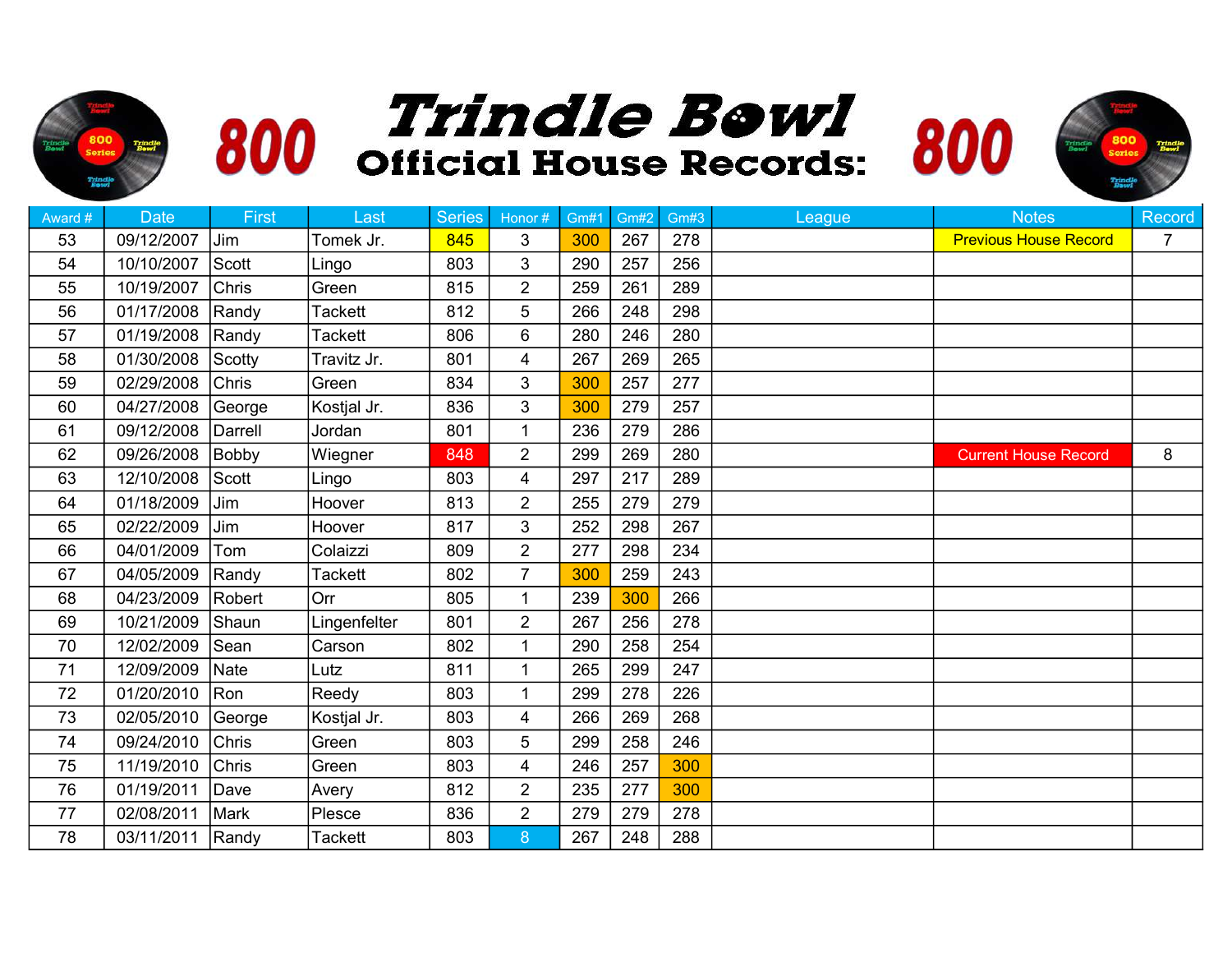# Trindle Bowl

## 800 Official House Records: 800

| Award # | Date | First | Last | Series | Honor # | Gm#1 | Gm#2 | Gm#3 | League | Notes | Record |
|---|---|---|---|---|---|---|---|---|---|---|---|
| 53 | 09/12/2007 | Jim | Tomek Jr. | 845 | 3 | 300 | 267 | 278 | | Previous House Record | 7 |
| 54 | 10/10/2007 | Scott | Lingo | 803 | 3 | 290 | 257 | 256 | | | |
| 55 | 10/19/2007 | Chris | Green | 815 | 2 | 259 | 261 | 289 | | | |
| 56 | 01/17/2008 | Randy | Tackett | 812 | 5 | 266 | 248 | 298 | | | |
| 57 | 01/19/2008 | Randy | Tackett | 806 | 6 | 280 | 246 | 280 | | | |
| 58 | 01/30/2008 | Scotty | Travitz Jr. | 801 | 4 | 267 | 269 | 265 | | | |
| 59 | 02/29/2008 | Chris | Green | 834 | 3 | 300 | 257 | 277 | | | |
| 60 | 04/27/2008 | George | Kostjal Jr. | 836 | 3 | 300 | 279 | 257 | | | |
| 61 | 09/12/2008 | Darrell | Jordan | 801 | 1 | 236 | 279 | 286 | | | |
| 62 | 09/26/2008 | Bobby | Wiegner | 848 | 2 | 299 | 269 | 280 | | Current House Record | 8 |
| 63 | 12/10/2008 | Scott | Lingo | 803 | 4 | 297 | 217 | 289 | | | |
| 64 | 01/18/2009 | Jim | Hoover | 813 | 2 | 255 | 279 | 279 | | | |
| 65 | 02/22/2009 | Jim | Hoover | 817 | 3 | 252 | 298 | 267 | | | |
| 66 | 04/01/2009 | Tom | Colaizzi | 809 | 2 | 277 | 298 | 234 | | | |
| 67 | 04/05/2009 | Randy | Tackett | 802 | 7 | 300 | 259 | 243 | | | |
| 68 | 04/23/2009 | Robert | Orr | 805 | 1 | 239 | 300 | 266 | | | |
| 69 | 10/21/2009 | Shaun | Lingenfelter | 801 | 2 | 267 | 256 | 278 | | | |
| 70 | 12/02/2009 | Sean | Carson | 802 | 1 | 290 | 258 | 254 | | | |
| 71 | 12/09/2009 | Nate | Lutz | 811 | 1 | 265 | 299 | 247 | | | |
| 72 | 01/20/2010 | Ron | Reedy | 803 | 1 | 299 | 278 | 226 | | | |
| 73 | 02/05/2010 | George | Kostjal Jr. | 803 | 4 | 266 | 269 | 268 | | | |
| 74 | 09/24/2010 | Chris | Green | 803 | 5 | 299 | 258 | 246 | | | |
| 75 | 11/19/2010 | Chris | Green | 803 | 4 | 246 | 257 | 300 | | | |
| 76 | 01/19/2011 | Dave | Avery | 812 | 2 | 235 | 277 | 300 | | | |
| 77 | 02/08/2011 | Mark | Plesce | 836 | 2 | 279 | 279 | 278 | | | |
| 78 | 03/11/2011 | Randy | Tackett | 803 | 8 | 267 | 248 | 288 | | | |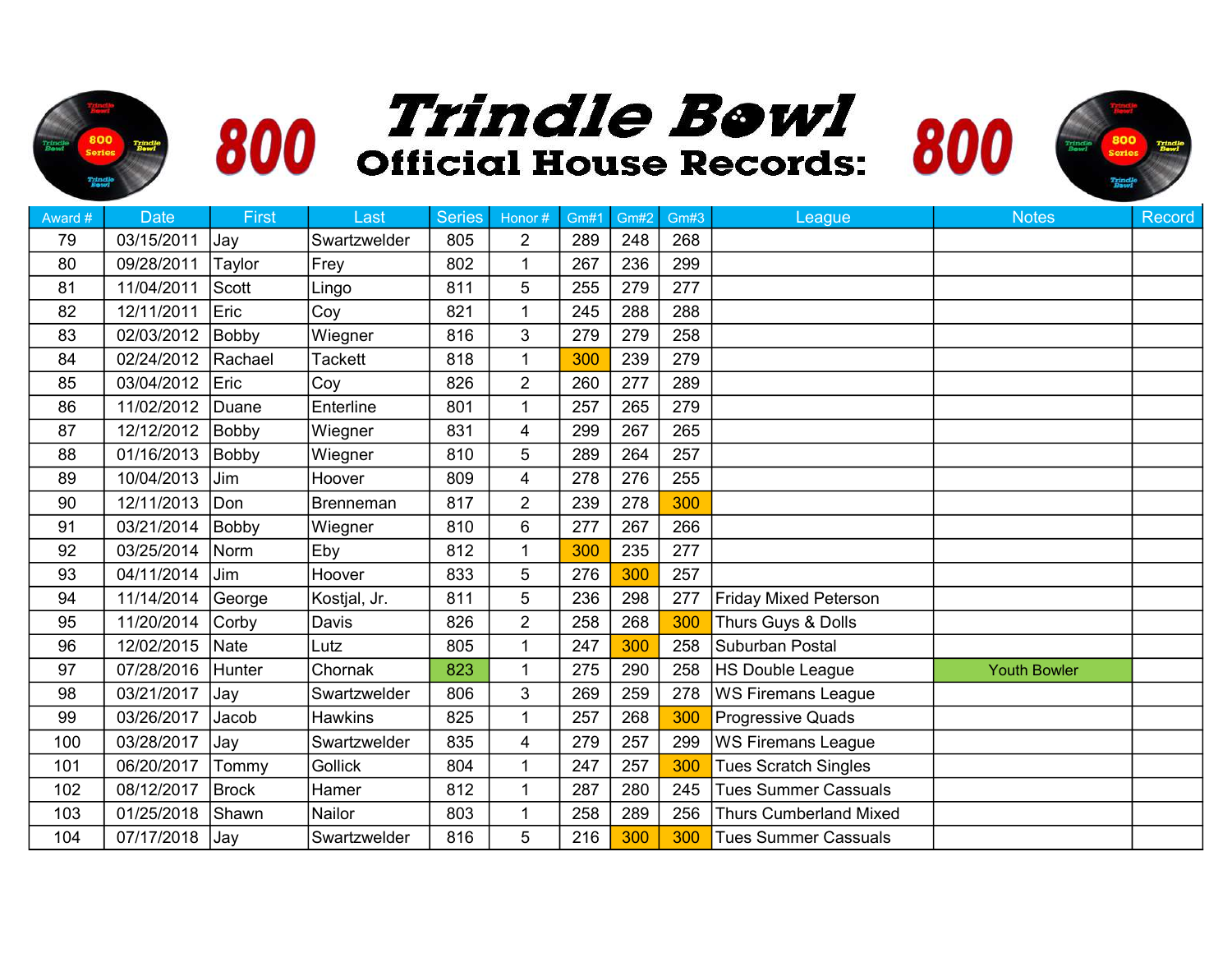# 800 Trindle Bowl Official House Records: 800

| Award # | Date | First | Last | Series | Honor # | Gm#1 | Gm#2 | Gm#3 | League | Notes | Record |
|---|---|---|---|---|---|---|---|---|---|---|---|
| 79 | 03/15/2011 | Jay | Swartzwelder | 805 | 2 | 289 | 248 | 268 | | | |
| 80 | 09/28/2011 | Taylor | Frey | 802 | 1 | 267 | 236 | 299 | | | |
| 81 | 11/04/2011 | Scott | Lingo | 811 | 5 | 255 | 279 | 277 | | | |
| 82 | 12/11/2011 | Eric | Coy | 821 | 1 | 245 | 288 | 288 | | | |
| 83 | 02/03/2012 | Bobby | Wiegner | 816 | 3 | 279 | 279 | 258 | | | |
| 84 | 02/24/2012 | Rachael | Tackett | 818 | 1 | 300 | 239 | 279 | | | |
| 85 | 03/04/2012 | Eric | Coy | 826 | 2 | 260 | 277 | 289 | | | |
| 86 | 11/02/2012 | Duane | Enterline | 801 | 1 | 257 | 265 | 279 | | | |
| 87 | 12/12/2012 | Bobby | Wiegner | 831 | 4 | 299 | 267 | 265 | | | |
| 88 | 01/16/2013 | Bobby | Wiegner | 810 | 5 | 289 | 264 | 257 | | | |
| 89 | 10/04/2013 | Jim | Hoover | 809 | 4 | 278 | 276 | 255 | | | |
| 90 | 12/11/2013 | Don | Brenneman | 817 | 2 | 239 | 278 | 300 | | | |
| 91 | 03/21/2014 | Bobby | Wiegner | 810 | 6 | 277 | 267 | 266 | | | |
| 92 | 03/25/2014 | Norm | Eby | 812 | 1 | 300 | 235 | 277 | | | |
| 93 | 04/11/2014 | Jim | Hoover | 833 | 5 | 276 | 300 | 257 | | | |
| 94 | 11/14/2014 | George | Kostjal, Jr. | 811 | 5 | 236 | 298 | 277 | Friday Mixed Peterson | | |
| 95 | 11/20/2014 | Corby | Davis | 826 | 2 | 258 | 268 | 300 | Thurs Guys & Dolls | | |
| 96 | 12/02/2015 | Nate | Lutz | 805 | 1 | 247 | 300 | 258 | Suburban Postal | | |
| 97 | 07/28/2016 | Hunter | Chornak | 823 | 1 | 275 | 290 | 258 | HS Double League | Youth Bowler | |
| 98 | 03/21/2017 | Jay | Swartzwelder | 806 | 3 | 269 | 259 | 278 | WS Firemans League | | |
| 99 | 03/26/2017 | Jacob | Hawkins | 825 | 1 | 257 | 268 | 300 | Progressive Quads | | |
| 100 | 03/28/2017 | Jay | Swartzwelder | 835 | 4 | 279 | 257 | 299 | WS Firemans League | | |
| 101 | 06/20/2017 | Tommy | Gollick | 804 | 1 | 247 | 257 | 300 | Tues Scratch Singles | | |
| 102 | 08/12/2017 | Brock | Hamer | 812 | 1 | 287 | 280 | 245 | Tues Summer Cassuals | | |
| 103 | 01/25/2018 | Shawn | Nailor | 803 | 1 | 258 | 289 | 256 | Thurs Cumberland Mixed | | |
| 104 | 07/17/2018 | Jay | Swartzwelder | 816 | 5 | 216 | 300 | 300 | Tues Summer Cassuals | | |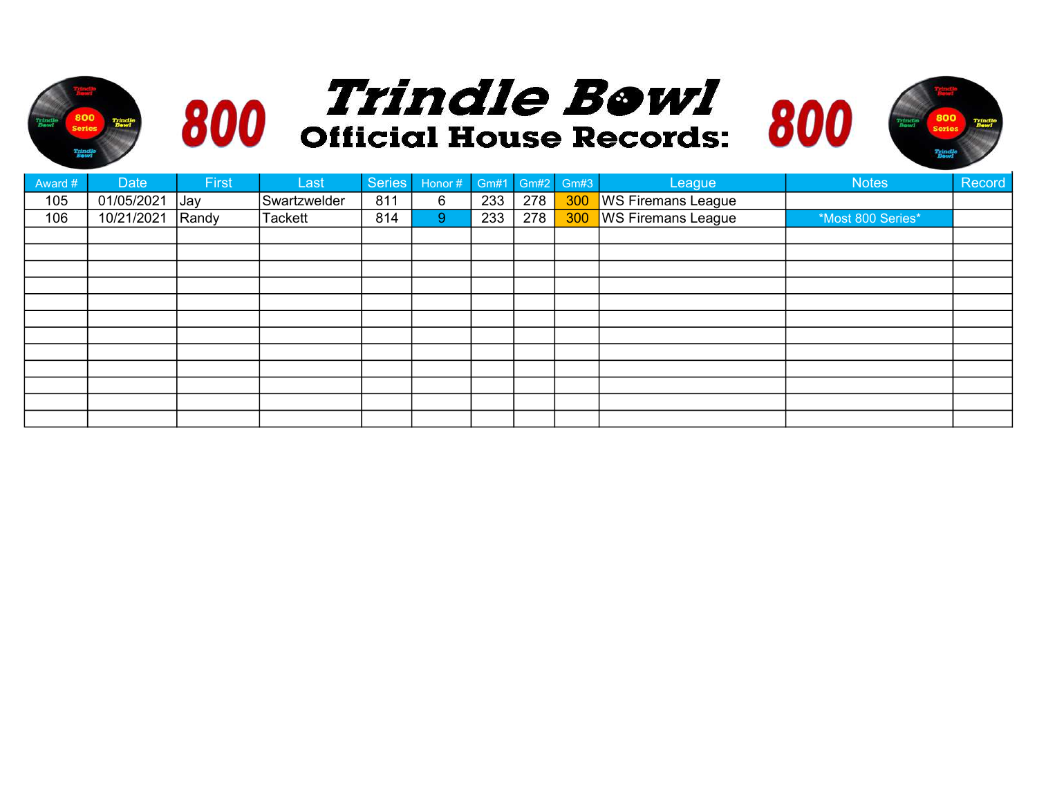# Trindle Bowl

## 800 Official House Records: 800

| Award # | Date | First | Last | Series | Honor # | Gm#1 | Gm#2 | Gm#3 | League | Notes | Record |
|---|---|---|---|---|---|---|---|---|---|---|---|
| 105 | 01/05/2021 | Jay | Swartzwelder | 811 | 6 | 233 | 278 | 300 | WS Firemans League | | |
| 106 | 10/21/2021 | Randy | Tackett | 814 | 9 | 233 | 278 | 300 | WS Firemans League | *Most 800 Series* | |
| | | | | | | | | | | | |
| | | | | | | | | | | | |
| | | | | | | | | | | | |
| | | | | | | | | | | | |
| | | | | | | | | | | | |
| | | | | | | | | | | | |
| | | | | | | | | | | | |
| | | | | | | | | | | | |
| | | | | | | | | | | | |
| | | | | | | | | | | | |
| | | | | | | | | | | | |
| | | | | | | | | | | | |